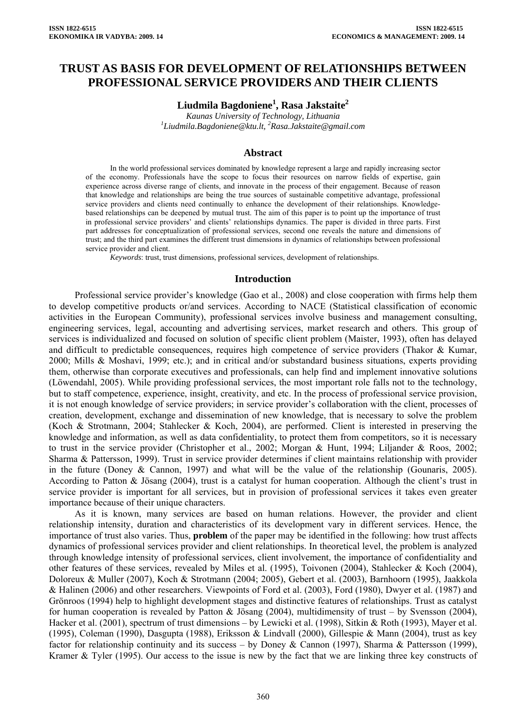# TRUST AS BASIS FOR DEVELOPMENT OF RELATIONSHIPS BETWEEN PROFESSIONAL SERVICE PROVIDERS AND THEIR CLIENTS

**Liudmila Bagdoniene[1], Rasa Jakstaite[2]**

*Kaunas University of Technology, Lithuania*
*[1]Liudmila.Bagdoniene@ktu.lt, [2]Rasa.Jakstaite@gmail.com*

## Abstract

In the world professional services dominated by knowledge represent a large and rapidly increasing sector of the economy. Professionals have the scope to focus their resources on narrow fields of expertise, gain experience across diverse range of clients, and innovate in the process of their engagement. Because of reason that knowledge and relationships are being the true sources of sustainable competitive advantage, professional service providers and clients need continually to enhance the development of their relationships. Knowledge-based relationships can be deepened by mutual trust. The aim of this paper is to point up the importance of trust in professional service providers' and clients' relationships dynamics. The paper is divided in three parts. First part addresses for conceptualization of professional services, second one reveals the nature and dimensions of trust; and the third part examines the different trust dimensions in dynamics of relationships between professional service provider and client.

*Keywords*: trust, trust dimensions, professional services, development of relationships.

## Introduction

Professional service provider's knowledge (Gao et al., 2008) and close cooperation with firms help them to develop competitive products or/and services. According to NACE (Statistical classification of economic activities in the European Community), professional services involve business and management consulting, engineering services, legal, accounting and advertising services, market research and others. This group of services is individualized and focused on solution of specific client problem (Maister, 1993), often has delayed and difficult to predictable consequences, requires high competence of service providers (Thakor & Kumar, 2000; Mills & Moshavi, 1999; etc.); and in critical and/or substandard business situations, experts providing them, otherwise than corporate executives and professionals, can help find and implement innovative solutions (Löwendahl, 2005). While providing professional services, the most important role falls not to the technology, but to staff competence, experience, insight, creativity, and etc. In the process of professional service provision, it is not enough knowledge of service providers; in service provider's collaboration with the client, processes of creation, development, exchange and dissemination of new knowledge, that is necessary to solve the problem (Koch & Strotmann, 2004; Stahlecker & Koch, 2004), are performed. Client is interested in preserving the knowledge and information, as well as data confidentiality, to protect them from competitors, so it is necessary to trust in the service provider (Christopher et al., 2002; Morgan & Hunt, 1994; Liljander & Roos, 2002; Sharma & Pattersson, 1999). Trust in service provider determines if client maintains relationship with provider in the future (Doney & Cannon, 1997) and what will be the value of the relationship (Gounaris, 2005). According to Patton & Jösang (2004), trust is a catalyst for human cooperation. Although the client's trust in service provider is important for all services, but in provision of professional services it takes even greater importance because of their unique characters.

As it is known, many services are based on human relations. However, the provider and client relationship intensity, duration and characteristics of its development vary in different services. Hence, the importance of trust also varies. Thus, **problem** of the paper may be identified in the following: how trust affects dynamics of professional services provider and client relationships. In theoretical level, the problem is analyzed through knowledge intensity of professional services, client involvement, the importance of confidentiality and other features of these services, revealed by Miles et al. (1995), Toivonen (2004), Stahlecker & Koch (2004), Doloreux & Muller (2007), Koch & Strotmann (2004; 2005), Gebert et al. (2003), Barnhoorn (1995), Jaakkola & Halinen (2006) and other researchers. Viewpoints of Ford et al. (2003), Ford (1980), Dwyer et al. (1987) and Grönroos (1994) help to highlight development stages and distinctive features of relationships. Trust as catalyst for human cooperation is revealed by Patton & Jösang (2004), multidimensity of trust – by Svensson (2004), Hacker et al. (2001), spectrum of trust dimensions – by Lewicki et al. (1998), Sitkin & Roth (1993), Mayer et al. (1995), Coleman (1990), Dasgupta (1988), Eriksson & Lindvall (2000), Gillespie & Mann (2004), trust as key factor for relationship continuity and its success – by Doney & Cannon (1997), Sharma & Pattersson (1999), Kramer & Tyler (1995). Our access to the issue is new by the fact that we are linking three key constructs of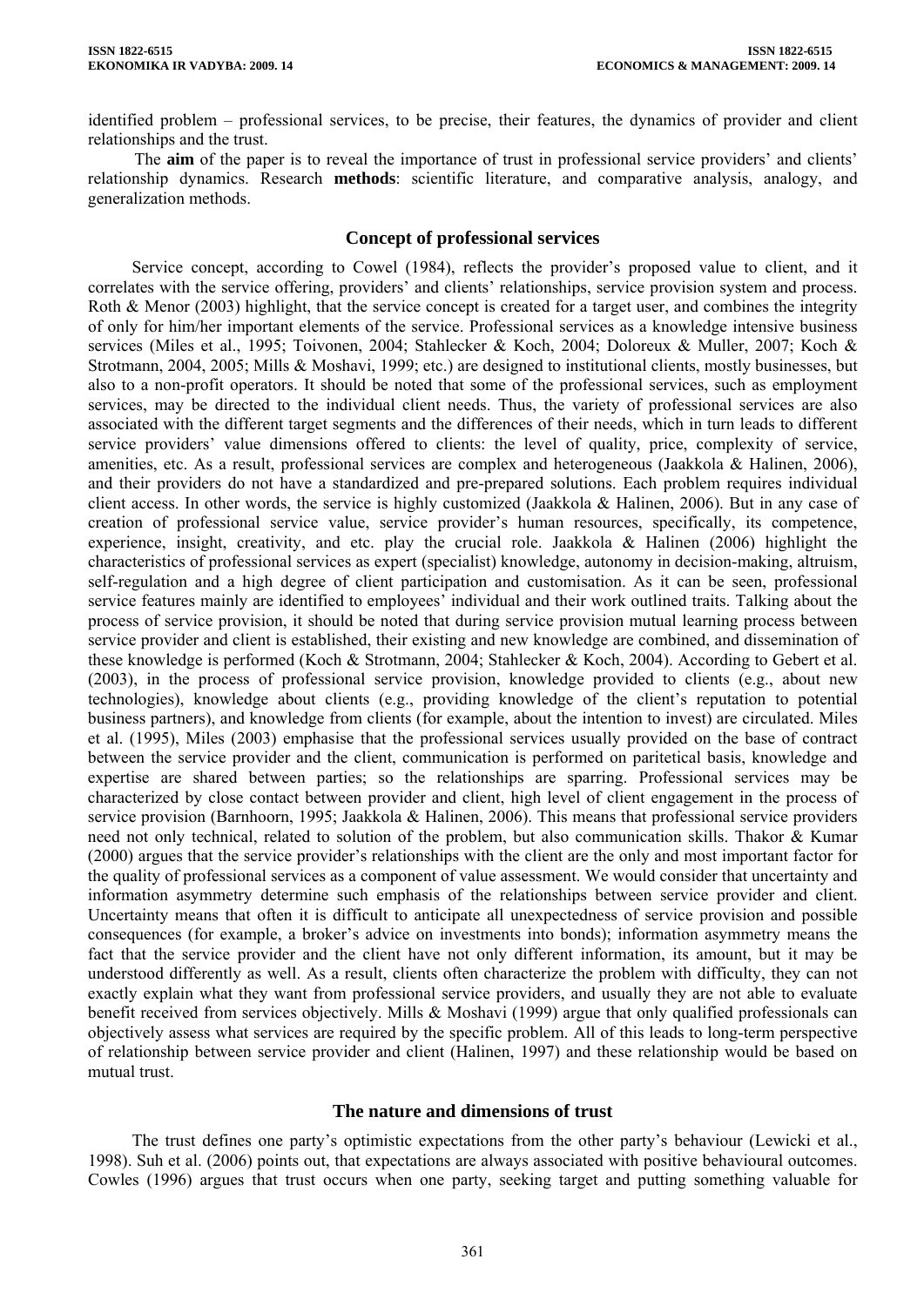identified problem – professional services, to be precise, their features, the dynamics of provider and client relationships and the trust.

The **aim** of the paper is to reveal the importance of trust in professional service providers' and clients' relationship dynamics. Research **methods**: scientific literature, and comparative analysis, analogy, and generalization methods.

## Concept of professional services

Service concept, according to Cowel (1984), reflects the provider's proposed value to client, and it correlates with the service offering, providers' and clients' relationships, service provision system and process. Roth & Menor (2003) highlight, that the service concept is created for a target user, and combines the integrity of only for him/her important elements of the service. Professional services as a knowledge intensive business services (Miles et al., 1995; Toivonen, 2004; Stahlecker & Koch, 2004; Doloreux & Muller, 2007; Koch & Strotmann, 2004, 2005; Mills & Moshavi, 1999; etc.) are designed to institutional clients, mostly businesses, but also to a non-profit operators. It should be noted that some of the professional services, such as employment services, may be directed to the individual client needs. Thus, the variety of professional services are also associated with the different target segments and the differences of their needs, which in turn leads to different service providers' value dimensions offered to clients: the level of quality, price, complexity of service, amenities, etc. As a result, professional services are complex and heterogeneous (Jaakkola & Halinen, 2006), and their providers do not have a standardized and pre-prepared solutions. Each problem requires individual client access. In other words, the service is highly customized (Jaakkola & Halinen, 2006). But in any case of creation of professional service value, service provider's human resources, specifically, its competence, experience, insight, creativity, and etc. play the crucial role. Jaakkola & Halinen (2006) highlight the characteristics of professional services as expert (specialist) knowledge, autonomy in decision-making, altruism, self-regulation and a high degree of client participation and customisation. As it can be seen, professional service features mainly are identified to employees' individual and their work outlined traits. Talking about the process of service provision, it should be noted that during service provision mutual learning process between service provider and client is established, their existing and new knowledge are combined, and dissemination of these knowledge is performed (Koch & Strotmann, 2004; Stahlecker & Koch, 2004). According to Gebert et al. (2003), in the process of professional service provision, knowledge provided to clients (e.g., about new technologies), knowledge about clients (e.g., providing knowledge of the client's reputation to potential business partners), and knowledge from clients (for example, about the intention to invest) are circulated. Miles et al. (1995), Miles (2003) emphasise that the professional services usually provided on the base of contract between the service provider and the client, communication is performed on paritetical basis, knowledge and expertise are shared between parties; so the relationships are sparring. Professional services may be characterized by close contact between provider and client, high level of client engagement in the process of service provision (Barnhoorn, 1995; Jaakkola & Halinen, 2006). This means that professional service providers need not only technical, related to solution of the problem, but also communication skills. Thakor & Kumar (2000) argues that the service provider's relationships with the client are the only and most important factor for the quality of professional services as a component of value assessment. We would consider that uncertainty and information asymmetry determine such emphasis of the relationships between service provider and client. Uncertainty means that often it is difficult to anticipate all unexpectedness of service provision and possible consequences (for example, a broker's advice on investments into bonds); information asymmetry means the fact that the service provider and the client have not only different information, its amount, but it may be understood differently as well. As a result, clients often characterize the problem with difficulty, they can not exactly explain what they want from professional service providers, and usually they are not able to evaluate benefit received from services objectively. Mills & Moshavi (1999) argue that only qualified professionals can objectively assess what services are required by the specific problem. All of this leads to long-term perspective of relationship between service provider and client (Halinen, 1997) and these relationship would be based on mutual trust.

## The nature and dimensions of trust

The trust defines one party's optimistic expectations from the other party's behaviour (Lewicki et al., 1998). Suh et al. (2006) points out, that expectations are always associated with positive behavioural outcomes. Cowles (1996) argues that trust occurs when one party, seeking target and putting something valuable for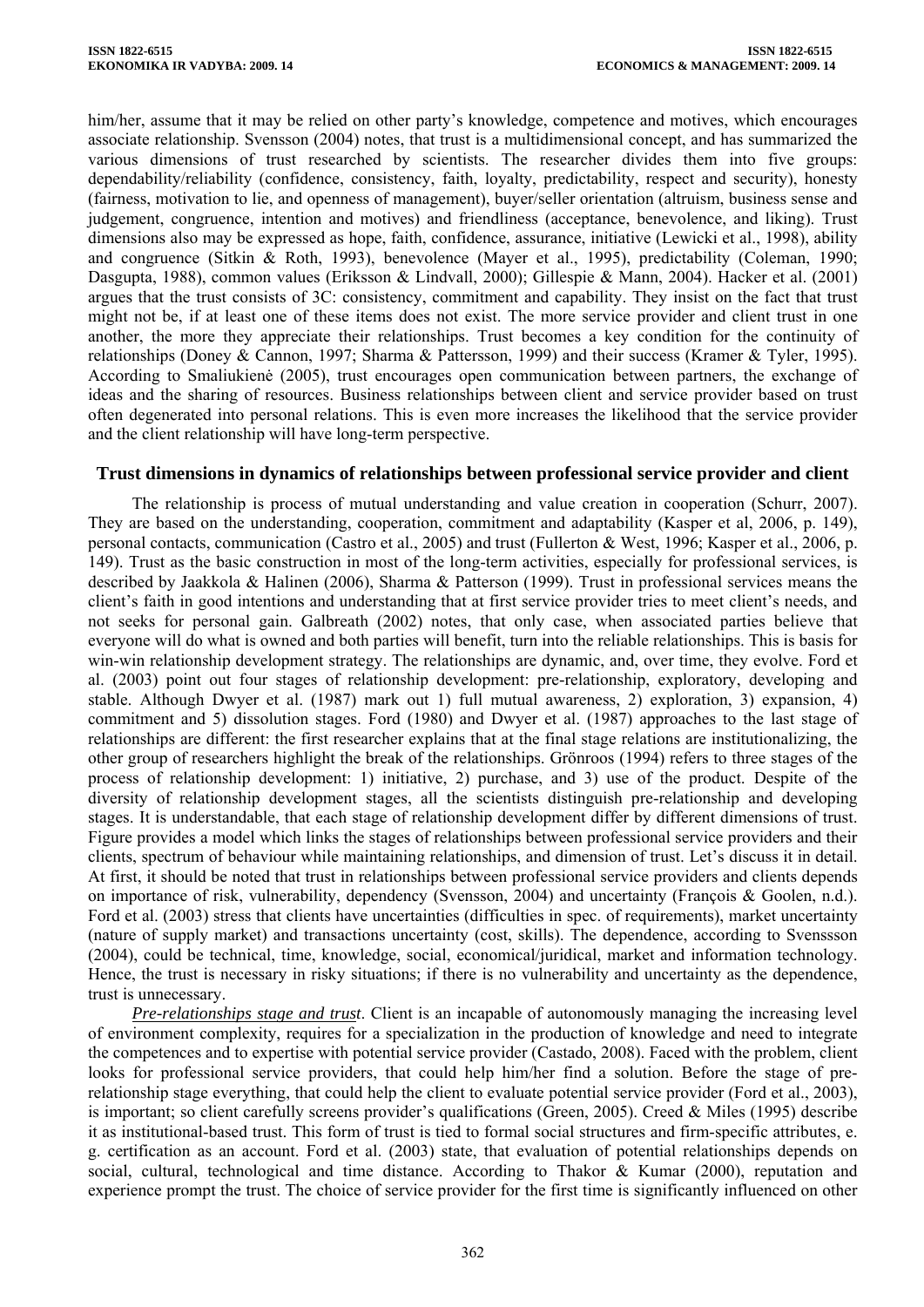him/her, assume that it may be relied on other party's knowledge, competence and motives, which encourages associate relationship. Svensson (2004) notes, that trust is a multidimensional concept, and has summarized the various dimensions of trust researched by scientists. The researcher divides them into five groups: dependability/reliability (confidence, consistency, faith, loyalty, predictability, respect and security), honesty (fairness, motivation to lie, and openness of management), buyer/seller orientation (altruism, business sense and judgement, congruence, intention and motives) and friendliness (acceptance, benevolence, and liking). Trust dimensions also may be expressed as hope, faith, confidence, assurance, initiative (Lewicki et al., 1998), ability and congruence (Sitkin & Roth, 1993), benevolence (Mayer et al., 1995), predictability (Coleman, 1990; Dasgupta, 1988), common values (Eriksson & Lindvall, 2000); Gillespie & Mann, 2004). Hacker et al. (2001) argues that the trust consists of 3C: consistency, commitment and capability. They insist on the fact that trust might not be, if at least one of these items does not exist. The more service provider and client trust in one another, the more they appreciate their relationships. Trust becomes a key condition for the continuity of relationships (Doney & Cannon, 1997; Sharma & Pattersson, 1999) and their success (Kramer & Tyler, 1995). According to Smaliukienė (2005), trust encourages open communication between partners, the exchange of ideas and the sharing of resources. Business relationships between client and service provider based on trust often degenerated into personal relations. This is even more increases the likelihood that the service provider and the client relationship will have long-term perspective.

## Trust dimensions in dynamics of relationships between professional service provider and client

The relationship is process of mutual understanding and value creation in cooperation (Schurr, 2007). They are based on the understanding, cooperation, commitment and adaptability (Kasper et al, 2006, p. 149), personal contacts, communication (Castro et al., 2005) and trust (Fullerton & West, 1996; Kasper et al., 2006, p. 149). Trust as the basic construction in most of the long-term activities, especially for professional services, is described by Jaakkola & Halinen (2006), Sharma & Patterson (1999). Trust in professional services means the client's faith in good intentions and understanding that at first service provider tries to meet client's needs, and not seeks for personal gain. Galbreath (2002) notes, that only case, when associated parties believe that everyone will do what is owned and both parties will benefit, turn into the reliable relationships. This is basis for win-win relationship development strategy. The relationships are dynamic, and, over time, they evolve. Ford et al. (2003) point out four stages of relationship development: pre-relationship, exploratory, developing and stable. Although Dwyer et al. (1987) mark out 1) full mutual awareness, 2) exploration, 3) expansion, 4) commitment and 5) dissolution stages. Ford (1980) and Dwyer et al. (1987) approaches to the last stage of relationships are different: the first researcher explains that at the final stage relations are institutionalizing, the other group of researchers highlight the break of the relationships. Grönroos (1994) refers to three stages of the process of relationship development: 1) initiative, 2) purchase, and 3) use of the product. Despite of the diversity of relationship development stages, all the scientists distinguish pre-relationship and developing stages. It is understandable, that each stage of relationship development differ by different dimensions of trust. Figure provides a model which links the stages of relationships between professional service providers and their clients, spectrum of behaviour while maintaining relationships, and dimension of trust. Let's discuss it in detail. At first, it should be noted that trust in relationships between professional service providers and clients depends on importance of risk, vulnerability, dependency (Svensson, 2004) and uncertainty (François & Goolen, n.d.). Ford et al. (2003) stress that clients have uncertainties (difficulties in spec. of requirements), market uncertainty (nature of supply market) and transactions uncertainty (cost, skills). The dependence, according to Svenssson (2004), could be technical, time, knowledge, social, economical/juridical, market and information technology. Hence, the trust is necessary in risky situations; if there is no vulnerability and uncertainty as the dependence, trust is unnecessary.

*Pre-relationships stage and trust*. Client is an incapable of autonomously managing the increasing level of environment complexity, requires for a specialization in the production of knowledge and need to integrate the competences and to expertise with potential service provider (Castado, 2008). Faced with the problem, client looks for professional service providers, that could help him/her find a solution. Before the stage of pre-relationship stage everything, that could help the client to evaluate potential service provider (Ford et al., 2003), is important; so client carefully screens provider's qualifications (Green, 2005). Creed & Miles (1995) describe it as institutional-based trust. This form of trust is tied to formal social structures and firm-specific attributes, e. g. certification as an account. Ford et al. (2003) state, that evaluation of potential relationships depends on social, cultural, technological and time distance. According to Thakor & Kumar (2000), reputation and experience prompt the trust. The choice of service provider for the first time is significantly influenced on other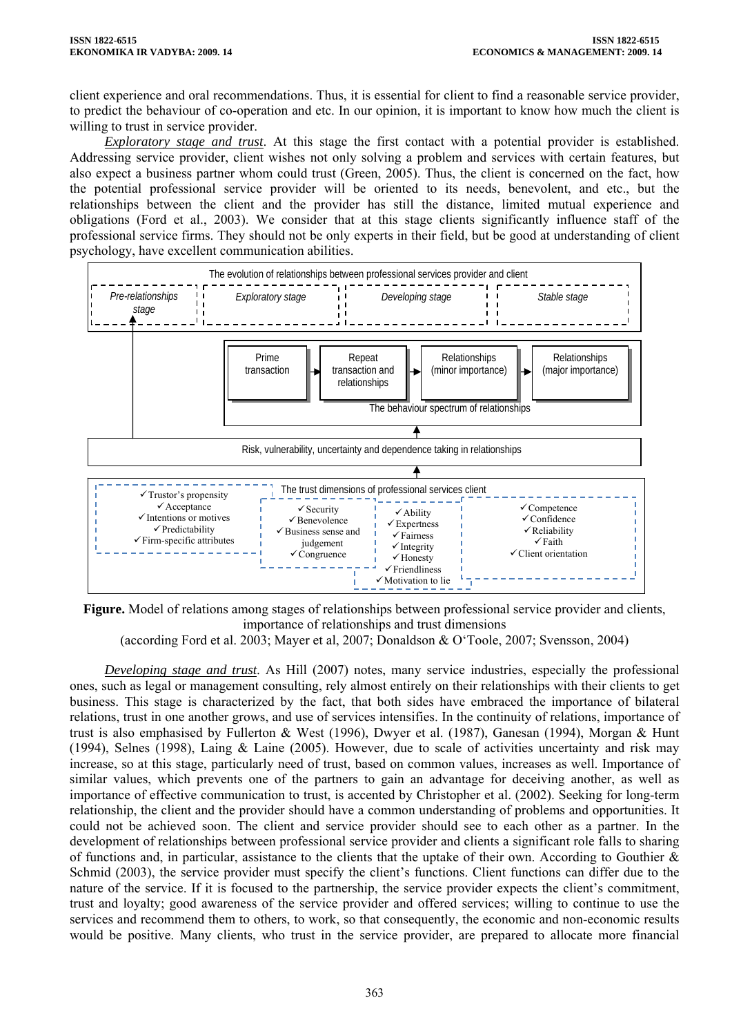client experience and oral recommendations. Thus, it is essential for client to find a reasonable service provider, to predict the behaviour of co-operation and etc. In our opinion, it is important to know how much the client is willing to trust in service provider.

*Exploratory stage and trust*. At this stage the first contact with a potential provider is established. Addressing service provider, client wishes not only solving a problem and services with certain features, but also expect a business partner whom could trust (Green, 2005). Thus, the client is concerned on the fact, how the potential professional service provider will be oriented to its needs, benevolent, and etc., but the relationships between the client and the provider has still the distance, limited mutual experience and obligations (Ford et al., 2003). We consider that at this stage clients significantly influence staff of the professional service firms. They should not be only experts in their field, but be good at understanding of client psychology, have excellent communication abilities.

The evolution of relationships between professional services provider and client

Pre-relationships stage | Exploratory stage | Developing stage | Stable stage

Prime transaction → Repeat transaction and relationships → Relationships (minor importance) → Relationships (major importance)

The behaviour spectrum of relationships

Risk, vulnerability, uncertainty and dependence taking in relationships

The trust dimensions of professional services client

- ✓Trustor's propensity
- ✓Acceptance
- ✓Intentions or motives
- ✓Predictability
- ✓Firm-specific attributes

- ✓Security
- ✓Benevolence
- ✓Business sense and judgement
- ✓Congruence

- ✓Ability
- ✓Expertness
- ✓Fairness
- ✓Integrity
- ✓Honesty
- ✓Friendliness
- ✓Motivation to lie

- ✓Competence
- ✓Confidence
- ✓Reliability
- ✓Faith
- ✓Client orientation

**Figure.** Model of relations among stages of relationships between professional service provider and clients, importance of relationships and trust dimensions
(according Ford et al. 2003; Mayer et al, 2007; Donaldson & O'Toole, 2007; Svensson, 2004)

*Developing stage and trust*. As Hill (2007) notes, many service industries, especially the professional ones, such as legal or management consulting, rely almost entirely on their relationships with their clients to get business. This stage is characterized by the fact, that both sides have embraced the importance of bilateral relations, trust in one another grows, and use of services intensifies. In the continuity of relations, importance of trust is also emphasised by Fullerton & West (1996), Dwyer et al. (1987), Ganesan (1994), Morgan & Hunt (1994), Selnes (1998), Laing & Laine (2005). However, due to scale of activities uncertainty and risk may increase, so at this stage, particularly need of trust, based on common values, increases as well. Importance of similar values, which prevents one of the partners to gain an advantage for deceiving another, as well as importance of effective communication to trust, is accented by Christopher et al. (2002). Seeking for long-term relationship, the client and the provider should have a common understanding of problems and opportunities. It could not be achieved soon. The client and service provider should see to each other as a partner. In the development of relationships between professional service provider and clients a significant role falls to sharing of functions and, in particular, assistance to the clients that the uptake of their own. According to Gouthier & Schmid (2003), the service provider must specify the client's functions. Client functions can differ due to the nature of the service. If it is focused to the partnership, the service provider expects the client's commitment, trust and loyalty; good awareness of the service provider and offered services; willing to continue to use the services and recommend them to others, to work, so that consequently, the economic and non-economic results would be positive. Many clients, who trust in the service provider, are prepared to allocate more financial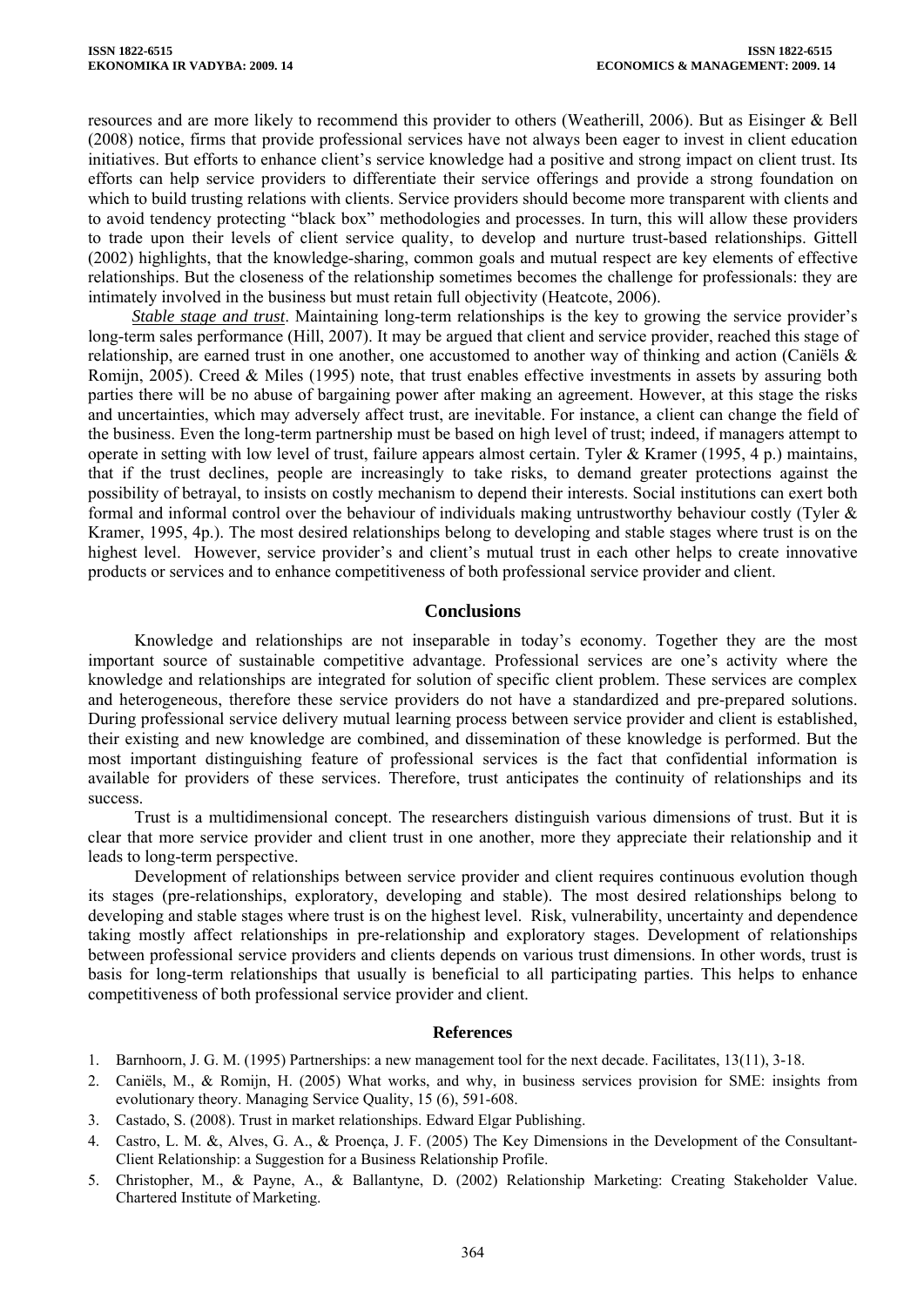resources and are more likely to recommend this provider to others (Weatherill, 2006). But as Eisinger & Bell (2008) notice, firms that provide professional services have not always been eager to invest in client education initiatives. But efforts to enhance client's service knowledge had a positive and strong impact on client trust. Its efforts can help service providers to differentiate their service offerings and provide a strong foundation on which to build trusting relations with clients. Service providers should become more transparent with clients and to avoid tendency protecting "black box" methodologies and processes. In turn, this will allow these providers to trade upon their levels of client service quality, to develop and nurture trust-based relationships. Gittell (2002) highlights, that the knowledge-sharing, common goals and mutual respect are key elements of effective relationships. But the closeness of the relationship sometimes becomes the challenge for professionals: they are intimately involved in the business but must retain full objectivity (Heatcote, 2006).

*Stable stage and trust*. Maintaining long-term relationships is the key to growing the service provider's long-term sales performance (Hill, 2007). It may be argued that client and service provider, reached this stage of relationship, are earned trust in one another, one accustomed to another way of thinking and action (Caniëls & Romijn, 2005). Creed & Miles (1995) note, that trust enables effective investments in assets by assuring both parties there will be no abuse of bargaining power after making an agreement. However, at this stage the risks and uncertainties, which may adversely affect trust, are inevitable. For instance, a client can change the field of the business. Even the long-term partnership must be based on high level of trust; indeed, if managers attempt to operate in setting with low level of trust, failure appears almost certain. Tyler & Kramer (1995, 4 p.) maintains, that if the trust declines, people are increasingly to take risks, to demand greater protections against the possibility of betrayal, to insists on costly mechanism to depend their interests. Social institutions can exert both formal and informal control over the behaviour of individuals making untrustworthy behaviour costly (Tyler & Kramer, 1995, 4p.). The most desired relationships belong to developing and stable stages where trust is on the highest level. However, service provider's and client's mutual trust in each other helps to create innovative products or services and to enhance competitiveness of both professional service provider and client.

## Conclusions

Knowledge and relationships are not inseparable in today's economy. Together they are the most important source of sustainable competitive advantage. Professional services are one's activity where the knowledge and relationships are integrated for solution of specific client problem. These services are complex and heterogeneous, therefore these service providers do not have a standardized and pre-prepared solutions. During professional service delivery mutual learning process between service provider and client is established, their existing and new knowledge are combined, and dissemination of these knowledge is performed. But the most important distinguishing feature of professional services is the fact that confidential information is available for providers of these services. Therefore, trust anticipates the continuity of relationships and its success.

Trust is a multidimensional concept. The researchers distinguish various dimensions of trust. But it is clear that more service provider and client trust in one another, more they appreciate their relationship and it leads to long-term perspective.

Development of relationships between service provider and client requires continuous evolution though its stages (pre-relationships, exploratory, developing and stable). The most desired relationships belong to developing and stable stages where trust is on the highest level. Risk, vulnerability, uncertainty and dependence taking mostly affect relationships in pre-relationship and exploratory stages. Development of relationships between professional service providers and clients depends on various trust dimensions. In other words, trust is basis for long-term relationships that usually is beneficial to all participating parties. This helps to enhance competitiveness of both professional service provider and client.

## References

1. Barnhoorn, J. G. M. (1995) Partnerships: a new management tool for the next decade. Facilitates, 13(11), 3-18.
2. Caniëls, M., & Romijn, H. (2005) What works, and why, in business services provision for SME: insights from evolutionary theory. Managing Service Quality, 15 (6), 591-608.
3. Castado, S. (2008). Trust in market relationships. Edward Elgar Publishing.
4. Castro, L. M. &, Alves, G. A., & Proença, J. F. (2005) The Key Dimensions in the Development of the Consultant-Client Relationship: a Suggestion for a Business Relationship Profile.
5. Christopher, M., & Payne, A., & Ballantyne, D. (2002) Relationship Marketing: Creating Stakeholder Value. Chartered Institute of Marketing.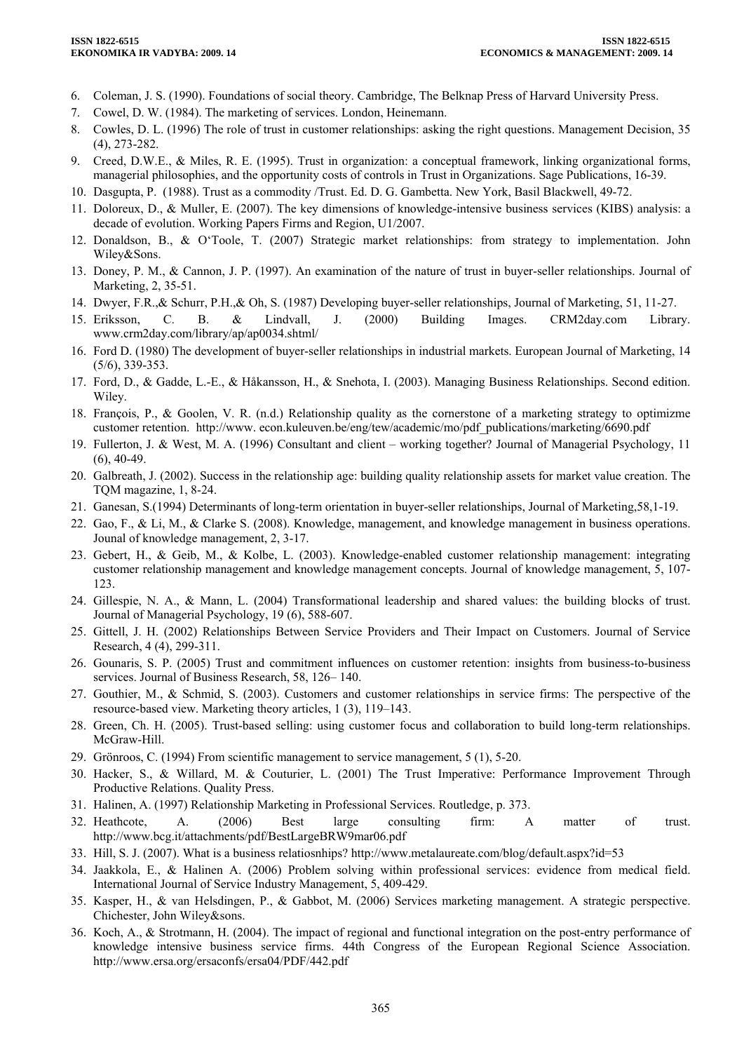6. Coleman, J. S. (1990). Foundations of social theory. Cambridge, The Belknap Press of Harvard University Press.
7. Cowel, D. W. (1984). The marketing of services. London, Heinemann.
8. Cowles, D. L. (1996) The role of trust in customer relationships: asking the right questions. Management Decision, 35 (4), 273-282.
9. Creed, D.W.E., & Miles, R. E. (1995). Trust in organization: a conceptual framework, linking organizational forms, managerial philosophies, and the opportunity costs of controls in Trust in Organizations. Sage Publications, 16-39.
10. Dasgupta, P. (1988). Trust as a commodity /Trust. Ed. D. G. Gambetta. New York, Basil Blackwell, 49-72.
11. Doloreux, D., & Muller, E. (2007). The key dimensions of knowledge-intensive business services (KIBS) analysis: a decade of evolution. Working Papers Firms and Region, U1/2007.
12. Donaldson, B., & O'Toole, T. (2007) Strategic market relationships: from strategy to implementation. John Wiley&Sons.
13. Doney, P. M., & Cannon, J. P. (1997). An examination of the nature of trust in buyer-seller relationships. Journal of Marketing, 2, 35-51.
14. Dwyer, F.R.,& Schurr, P.H.,& Oh, S. (1987) Developing buyer-seller relationships, Journal of Marketing, 51, 11-27.
15. Eriksson, C. B. & Lindvall, J. (2000) Building Images. CRM2day.com Library. www.crm2day.com/library/ap/ap0034.shtml/
16. Ford D. (1980) The development of buyer-seller relationships in industrial markets. European Journal of Marketing, 14 (5/6), 339-353.
17. Ford, D., & Gadde, L.-E., & Håkansson, H., & Snehota, I. (2003). Managing Business Relationships. Second edition. Wiley.
18. François, P., & Goolen, V. R. (n.d.) Relationship quality as the cornerstone of a marketing strategy to optimizme customer retention. http://www. econ.kuleuven.be/eng/tew/academic/mo/pdf_publications/marketing/6690.pdf
19. Fullerton, J. & West, M. A. (1996) Consultant and client – working together? Journal of Managerial Psychology, 11 (6), 40-49.
20. Galbreath, J. (2002). Success in the relationship age: building quality relationship assets for market value creation. The TQM magazine, 1, 8-24.
21. Ganesan, S.(1994) Determinants of long-term orientation in buyer-seller relationships, Journal of Marketing,58,1-19.
22. Gao, F., & Li, M., & Clarke S. (2008). Knowledge, management, and knowledge management in business operations. Jounal of knowledge management, 2, 3-17.
23. Gebert, H., & Geib, M., & Kolbe, L. (2003). Knowledge-enabled customer relationship management: integrating customer relationship management and knowledge management concepts. Journal of knowledge management, 5, 107-123.
24. Gillespie, N. A., & Mann, L. (2004) Transformational leadership and shared values: the building blocks of trust. Journal of Managerial Psychology, 19 (6), 588-607.
25. Gittell, J. H. (2002) Relationships Between Service Providers and Their Impact on Customers. Journal of Service Research, 4 (4), 299-311.
26. Gounaris, S. P. (2005) Trust and commitment influences on customer retention: insights from business-to-business services. Journal of Business Research, 58, 126– 140.
27. Gouthier, M., & Schmid, S. (2003). Customers and customer relationships in service firms: The perspective of the resource-based view. Marketing theory articles, 1 (3), 119–143.
28. Green, Ch. H. (2005). Trust-based selling: using customer focus and collaboration to build long-term relationships. McGraw-Hill.
29. Grönroos, C. (1994) From scientific management to service management, 5 (1), 5-20.
30. Hacker, S., & Willard, M. & Couturier, L. (2001) The Trust Imperative: Performance Improvement Through Productive Relations. Quality Press.
31. Halinen, A. (1997) Relationship Marketing in Professional Services. Routledge, p. 373.
32. Heathcote, A. (2006) Best large consulting firm: A matter of trust. http://www.bcg.it/attachments/pdf/BestLargeBRW9mar06.pdf
33. Hill, S. J. (2007). What is a business relatiosnhips? http://www.metalaureate.com/blog/default.aspx?id=53
34. Jaakkola, E., & Halinen A. (2006) Problem solving within professional services: evidence from medical field. International Journal of Service Industry Management, 5, 409-429.
35. Kasper, H., & van Helsdingen, P., & Gabbot, M. (2006) Services marketing management. A strategic perspective. Chichester, John Wiley&sons.
36. Koch, A., & Strotmann, H. (2004). The impact of regional and functional integration on the post-entry performance of knowledge intensive business service firms. 44th Congress of the European Regional Science Association. http://www.ersa.org/ersaconfs/ersa04/PDF/442.pdf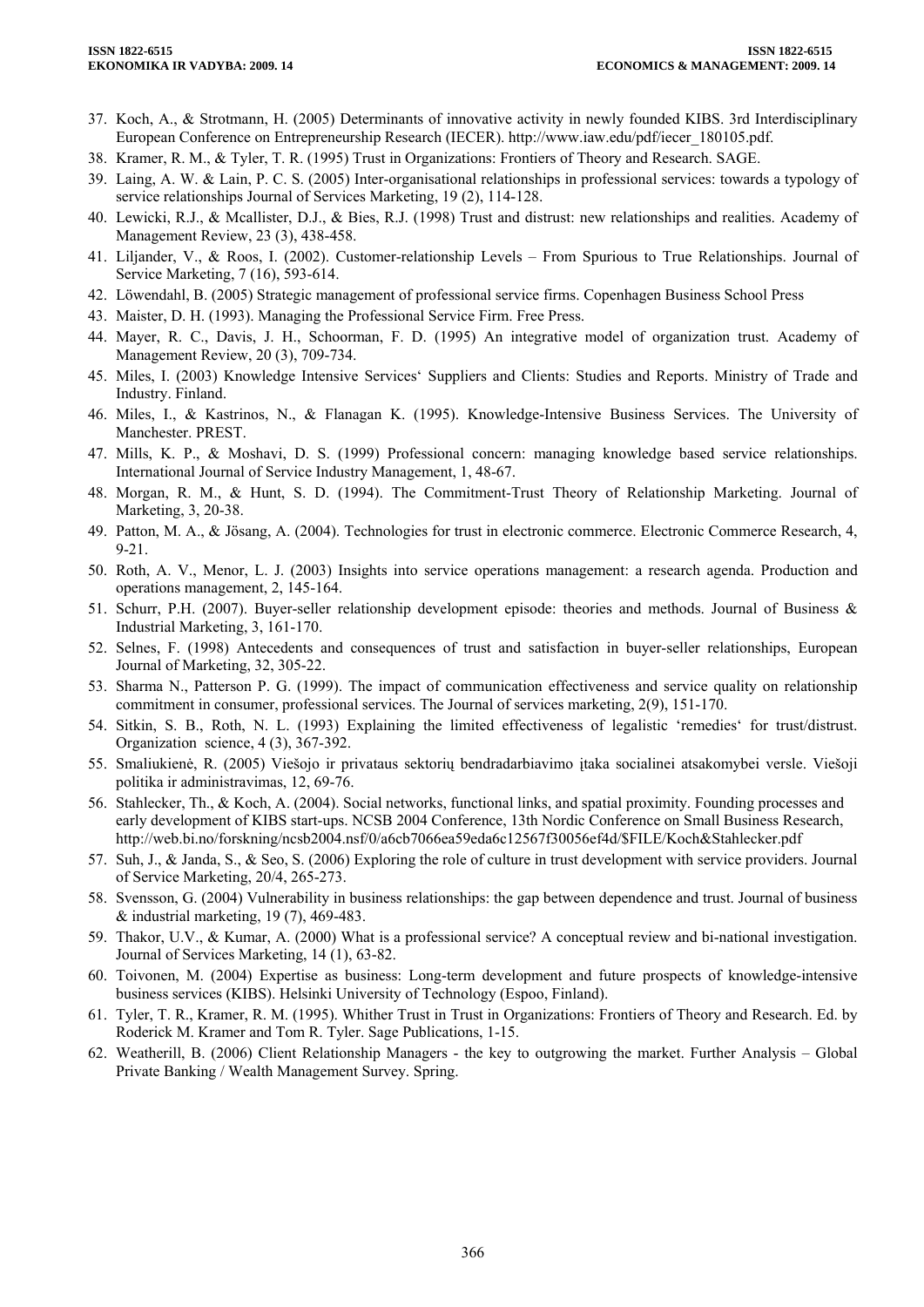37. Koch, A., & Strotmann, H. (2005) Determinants of innovative activity in newly founded KIBS. 3rd Interdisciplinary European Conference on Entrepreneurship Research (IECER). http://www.iaw.edu/pdf/iecer_180105.pdf.
38. Kramer, R. M., & Tyler, T. R. (1995) Trust in Organizations: Frontiers of Theory and Research. SAGE.
39. Laing, A. W. & Lain, P. C. S. (2005) Inter-organisational relationships in professional services: towards a typology of service relationships Journal of Services Marketing, 19 (2), 114-128.
40. Lewicki, R.J., & Mcallister, D.J., & Bies, R.J. (1998) Trust and distrust: new relationships and realities. Academy of Management Review, 23 (3), 438-458.
41. Liljander, V., & Roos, I. (2002). Customer-relationship Levels – From Spurious to True Relationships. Journal of Service Marketing, 7 (16), 593-614.
42. Löwendahl, B. (2005) Strategic management of professional service firms. Copenhagen Business School Press
43. Maister, D. H. (1993). Managing the Professional Service Firm. Free Press.
44. Mayer, R. C., Davis, J. H., Schoorman, F. D. (1995) An integrative model of organization trust. Academy of Management Review, 20 (3), 709-734.
45. Miles, I. (2003) Knowledge Intensive Services' Suppliers and Clients: Studies and Reports. Ministry of Trade and Industry. Finland.
46. Miles, I., & Kastrinos, N., & Flanagan K. (1995). Knowledge-Intensive Business Services. The University of Manchester. PREST.
47. Mills, K. P., & Moshavi, D. S. (1999) Professional concern: managing knowledge based service relationships. International Journal of Service Industry Management, 1, 48-67.
48. Morgan, R. M., & Hunt, S. D. (1994). The Commitment-Trust Theory of Relationship Marketing. Journal of Marketing, 3, 20-38.
49. Patton, M. A., & Jösang, A. (2004). Technologies for trust in electronic commerce. Electronic Commerce Research, 4, 9-21.
50. Roth, A. V., Menor, L. J. (2003) Insights into service operations management: a research agenda. Production and operations management, 2, 145-164.
51. Schurr, P.H. (2007). Buyer-seller relationship development episode: theories and methods. Journal of Business & Industrial Marketing, 3, 161-170.
52. Selnes, F. (1998) Antecedents and consequences of trust and satisfaction in buyer-seller relationships, European Journal of Marketing, 32, 305-22.
53. Sharma N., Patterson P. G. (1999). The impact of communication effectiveness and service quality on relationship commitment in consumer, professional services. The Journal of services marketing, 2(9), 151-170.
54. Sitkin, S. B., Roth, N. L. (1993) Explaining the limited effectiveness of legalistic 'remedies' for trust/distrust. Organization science, 4 (3), 367-392.
55. Smaliukienė, R. (2005) Viešojo ir privataus sektorių bendradarbiavimo įtaka socialinei atsakomybei versle. Viešoji politika ir administravimas, 12, 69-76.
56. Stahlecker, Th., & Koch, A. (2004). Social networks, functional links, and spatial proximity. Founding processes and early development of KIBS start-ups. NCSB 2004 Conference, 13th Nordic Conference on Small Business Research, http://web.bi.no/forskning/ncsb2004.nsf/0/a6cb7066ea59eda6c12567f30056ef4d/$FILE/Koch&Stahlecker.pdf
57. Suh, J., & Janda, S., & Seo, S. (2006) Exploring the role of culture in trust development with service providers. Journal of Service Marketing, 20/4, 265-273.
58. Svensson, G. (2004) Vulnerability in business relationships: the gap between dependence and trust. Journal of business & industrial marketing, 19 (7), 469-483.
59. Thakor, U.V., & Kumar, A. (2000) What is a professional service? A conceptual review and bi-national investigation. Journal of Services Marketing, 14 (1), 63-82.
60. Toivonen, M. (2004) Expertise as business: Long-term development and future prospects of knowledge-intensive business services (KIBS). Helsinki University of Technology (Espoo, Finland).
61. Tyler, T. R., Kramer, R. M. (1995). Whither Trust in Trust in Organizations: Frontiers of Theory and Research. Ed. by Roderick M. Kramer and Tom R. Tyler. Sage Publications, 1-15.
62. Weatherill, B. (2006) Client Relationship Managers - the key to outgrowing the market. Further Analysis – Global Private Banking / Wealth Management Survey. Spring.